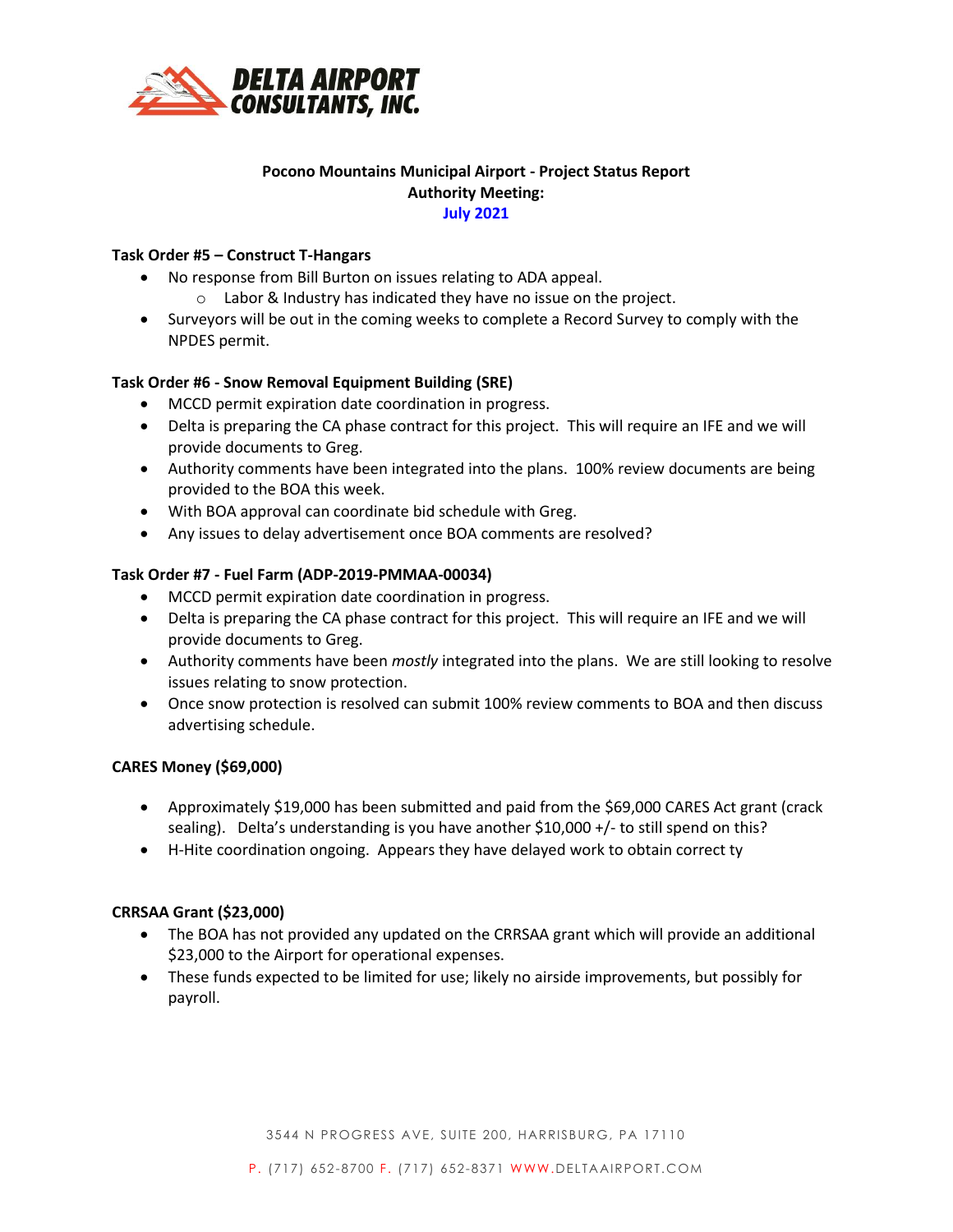**DELTA AIRPORT CONSULTANTS, INC.**

**Pocono Mountains Municipal Airport - Project Status Report**
**Authority Meeting:**
**July 2021**

**Task Order #5 – Construct T-Hangars**

- No response from Bill Burton on issues relating to ADA appeal.
  - Labor & Industry has indicated they have no issue on the project.
- Surveyors will be out in the coming weeks to complete a Record Survey to comply with the NPDES permit.

**Task Order #6 - Snow Removal Equipment Building (SRE)**

- MCCD permit expiration date coordination in progress.
- Delta is preparing the CA phase contract for this project. This will require an IFE and we will provide documents to Greg.
- Authority comments have been integrated into the plans. 100% review documents are being provided to the BOA this week.
- With BOA approval can coordinate bid schedule with Greg.
- Any issues to delay advertisement once BOA comments are resolved?

**Task Order #7 - Fuel Farm (ADP-2019-PMMAA-00034)**

- MCCD permit expiration date coordination in progress.
- Delta is preparing the CA phase contract for this project. This will require an IFE and we will provide documents to Greg.
- Authority comments have been *mostly* integrated into the plans. We are still looking to resolve issues relating to snow protection.
- Once snow protection is resolved can submit 100% review comments to BOA and then discuss advertising schedule.

**CARES Money ($69,000)**

- Approximately $19,000 has been submitted and paid from the $69,000 CARES Act grant (crack sealing). Delta's understanding is you have another $10,000 +/- to still spend on this?
- H-Hite coordination ongoing. Appears they have delayed work to obtain correct ty

**CRRSAA Grant ($23,000)**

- The BOA has not provided any updated on the CRRSAA grant which will provide an additional $23,000 to the Airport for operational expenses.
- These funds expected to be limited for use; likely no airside improvements, but possibly for payroll.

3544 N PROGRESS AVE, SUITE 200, HARRISBURG, PA 17110

P. (717) 652-8700 F. (717) 652-8371 WWW.DELTAAIRPORT.COM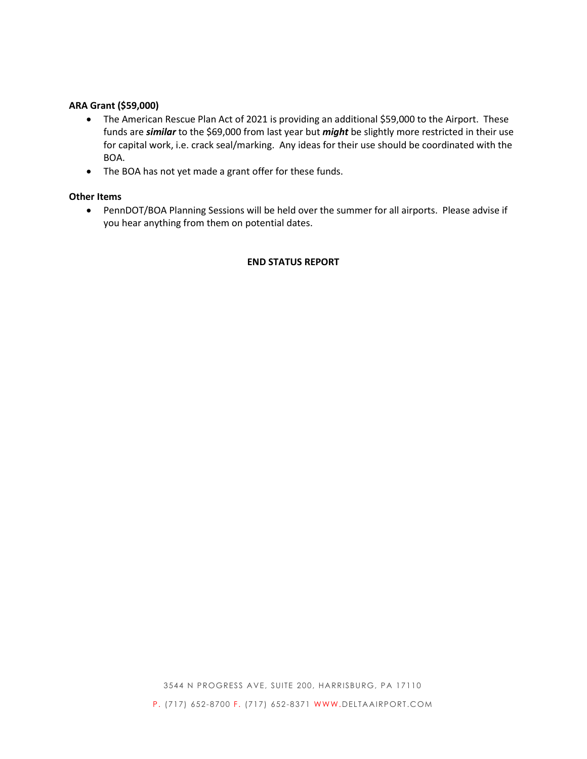**ARA Grant ($59,000)**

- The American Rescue Plan Act of 2021 is providing an additional $59,000 to the Airport. These funds are ***similar*** to the $69,000 from last year but ***might*** be slightly more restricted in their use for capital work, i.e. crack seal/marking. Any ideas for their use should be coordinated with the BOA.
- The BOA has not yet made a grant offer for these funds.

**Other Items**

- PennDOT/BOA Planning Sessions will be held over the summer for all airports. Please advise if you hear anything from them on potential dates.

**END STATUS REPORT**